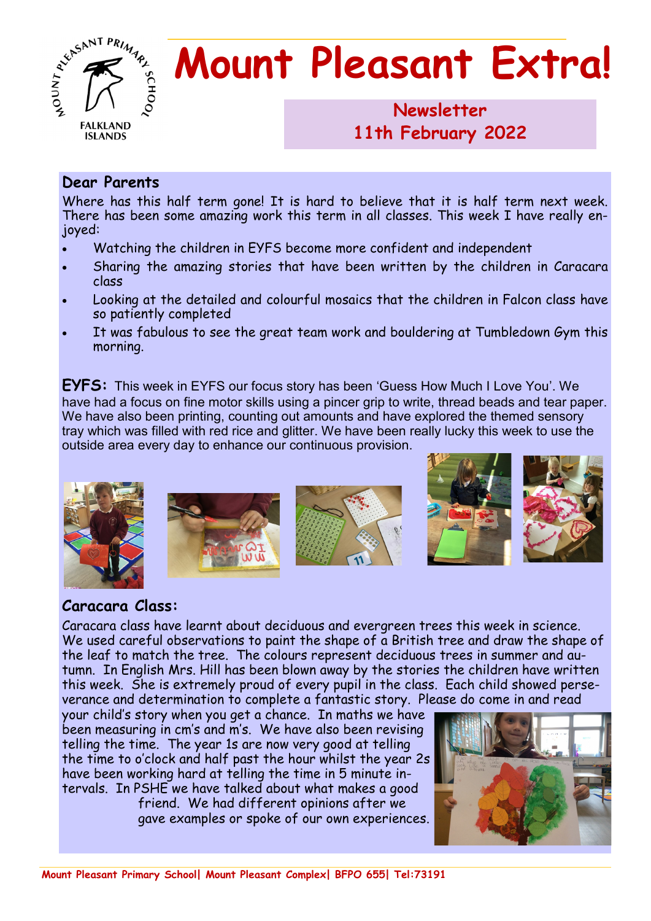// Mount Pleasant Extra!

## Newsletter
## 11th February 2022

### Dear Parents

Where has this half term gone! It is hard to believe that it is half term next week. There has been some amazing work this term in all classes. This week I have really enjoyed:

- Watching the children in EYFS become more confident and independent
- Sharing the amazing stories that have been written by the children in Caracara class
- Looking at the detailed and colourful mosaics that the children in Falcon class have so patiently completed
- It was fabulous to see the great team work and bouldering at Tumbledown Gym this morning.

**EYFS:** This week in EYFS our focus story has been 'Guess How Much I Love You'. We have had a focus on fine motor skills using a pincer grip to write, thread beads and tear paper. We have also been printing, counting out amounts and have explored the themed sensory tray which was filled with red rice and glitter. We have been really lucky this week to use the outside area every day to enhance our continuous provision.

### Caracara Class:

Caracara class have learnt about deciduous and evergreen trees this week in science. We used careful observations to paint the shape of a British tree and draw the shape of the leaf to match the tree. The colours represent deciduous trees in summer and autumn. In English Mrs. Hill has been blown away by the stories the children have written this week. She is extremely proud of every pupil in the class. Each child showed perseverance and determination to complete a fantastic story. Please do come in and read your child's story when you get a chance. In maths we have been measuring in cm's and m's. We have also been revising telling the time. The year 1s are now very good at telling the time to o'clock and half past the hour whilst the year 2s have been working hard at telling the time in 5 minute intervals. In PSHE we have talked about what makes a good friend. We had different opinions after we gave examples or spoke of our own experiences.

Mount Pleasant Primary School| Mount Pleasant Complex| BFPO 655| Tel:73191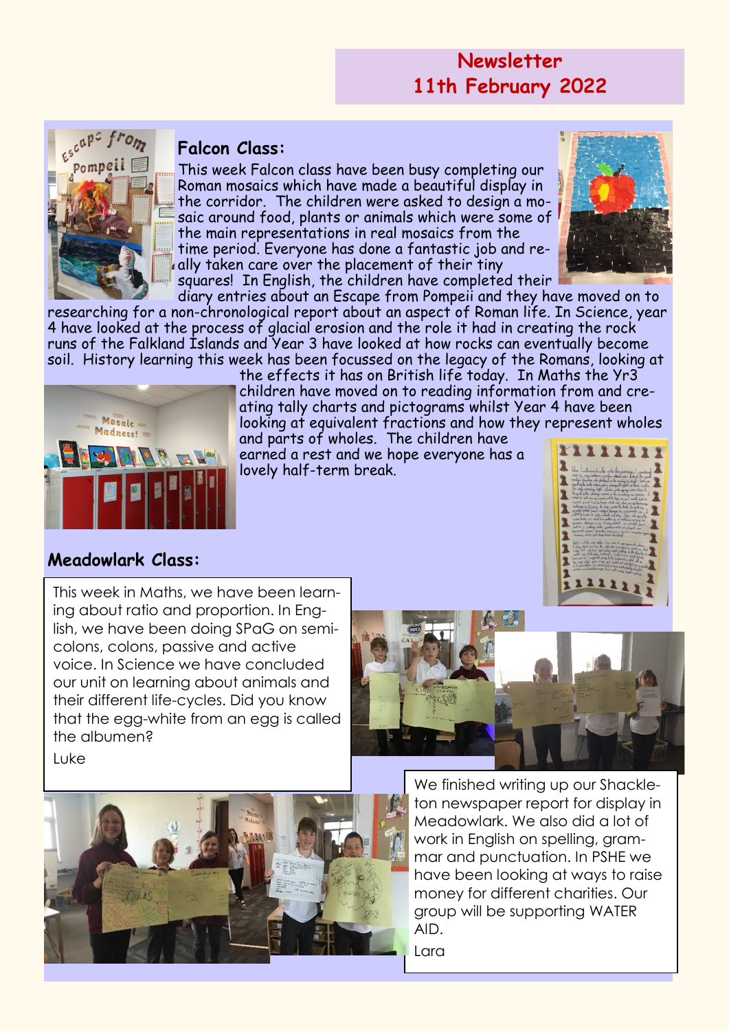# Newsletter 11th February 2022

## Falcon Class:

This week Falcon class have been busy completing our Roman mosaics which have made a beautiful display in the corridor. The children were asked to design a mosaic around food, plants or animals which were some of the main representations in real mosaics from the time period. Everyone has done a fantastic job and really taken care over the placement of their tiny squares! In English, the children have completed their diary entries about an Escape from Pompeii and they have moved on to researching for a non-chronological report about an aspect of Roman life. In Science, year 4 have looked at the process of glacial erosion and the role it had in creating the rock runs of the Falkland Islands and Year 3 have looked at how rocks can eventually become soil. History learning this week has been focussed on the legacy of the Romans, looking at the effects it has on British life today. In Maths the Yr3 children have moved on to reading information from and creating tally charts and pictograms whilst Year 4 have been looking at equivalent fractions and how they represent wholes and parts of wholes. The children have earned a rest and we hope everyone has a lovely half-term break.

## Meadowlark Class:

This week in Maths, we have been learning about ratio and proportion. In English, we have been doing SPaG on semi-colons, colons, passive and active voice. In Science we have concluded our unit on learning about animals and their different life-cycles. Did you know that the egg-white from an egg is called the albumen?

Luke

We finished writing up our Shackleton newspaper report for display in Meadowlark. We also did a lot of work in English on spelling, grammar and punctuation. In PSHE we have been looking at ways to raise money for different charities. Our group will be supporting WATER AID.

Lara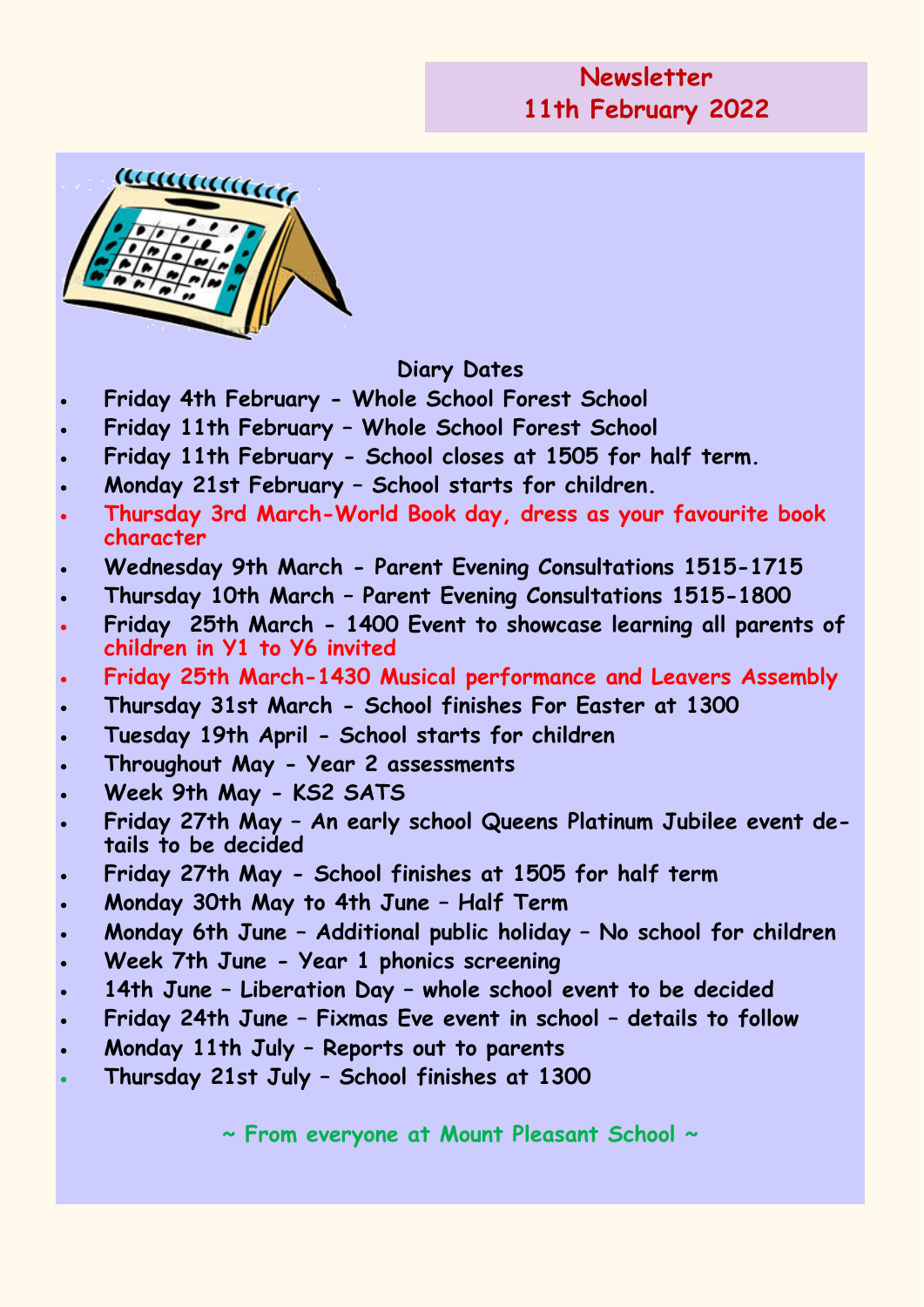**Newsletter**
**11th February 2022**

**Diary Dates**

- **Friday 4th February - Whole School Forest School**
- **Friday 11th February – Whole School Forest School**
- **Friday 11th February - School closes at 1505 for half term.**
- **Monday 21st February – School starts for children.**
- **Thursday 3rd March-World Book day, dress as your favourite book character**
- **Wednesday 9th March - Parent Evening Consultations 1515-1715**
- **Thursday 10th March – Parent Evening Consultations 1515-1800**
- **Friday 25th March - 1400 Event to showcase learning all parents of children in Y1 to Y6 invited**
- **Friday 25th March-1430 Musical performance and Leavers Assembly**
- **Thursday 31st March - School finishes For Easter at 1300**
- **Tuesday 19th April - School starts for children**
- **Throughout May - Year 2 assessments**
- **Week 9th May - KS2 SATS**
- **Friday 27th May – An early school Queens Platinum Jubilee event details to be decided**
- **Friday 27th May - School finishes at 1505 for half term**
- **Monday 30th May to 4th June – Half Term**
- **Monday 6th June – Additional public holiday – No school for children**
- **Week 7th June - Year 1 phonics screening**
- **14th June – Liberation Day – whole school event to be decided**
- **Friday 24th June – Fixmas Eve event in school – details to follow**
- **Monday 11th July – Reports out to parents**
- **Thursday 21st July – School finishes at 1300**

**~ From everyone at Mount Pleasant School ~**